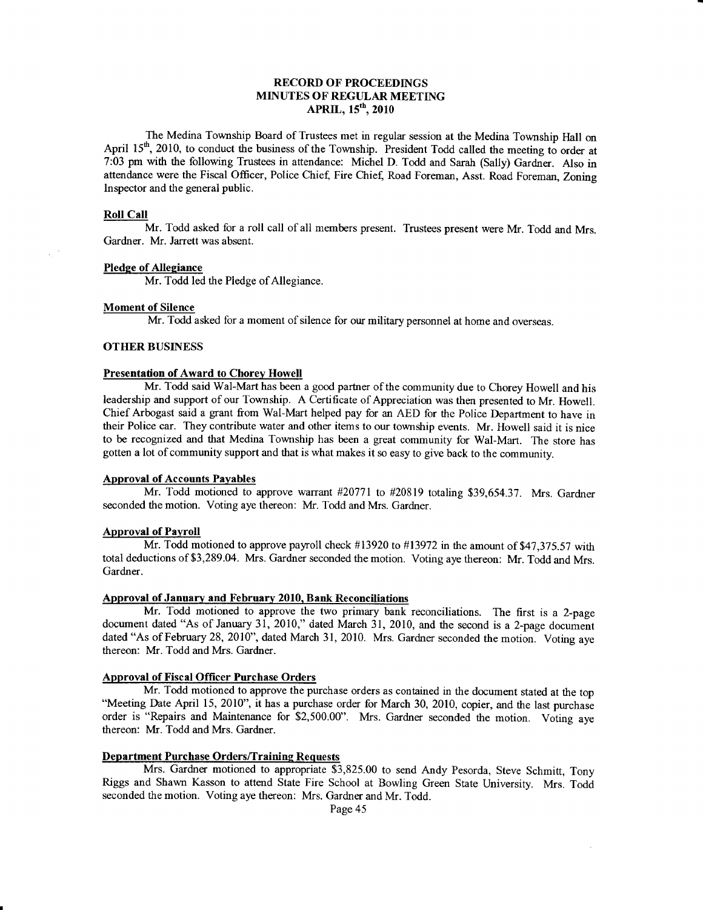# RECORD OF PROCEEDINGS
## MINUTES OF REGULAR MEETING
## APRIL, 15th, 2010

The Medina Township Board of Trustees met in regular session at the Medina Township Hall on April 15th, 2010, to conduct the business of the Township. President Todd called the meeting to order at 7:03 pm with the following Trustees in attendance: Michel D. Todd and Sarah (Sally) Gardner. Also in attendance were the Fiscal Officer, Police Chief, Fire Chief, Road Foreman, Asst. Road Foreman, Zoning Inspector and the general public.

**Roll Call**

Mr. Todd asked for a roll call of all members present. Trustees present were Mr. Todd and Mrs. Gardner. Mr. Jarrett was absent.

**Pledge of Allegiance**

Mr. Todd led the Pledge of Allegiance.

**Moment of Silence**

Mr. Todd asked for a moment of silence for our military personnel at home and overseas.

**OTHER BUSINESS**

**Presentation of Award to Chorey Howell**

Mr. Todd said Wal-Mart has been a good partner of the community due to Chorey Howell and his leadership and support of our Township. A Certificate of Appreciation was then presented to Mr. Howell. Chief Arbogast said a grant from Wal-Mart helped pay for an AED for the Police Department to have in their Police car. They contribute water and other items to our township events. Mr. Howell said it is nice to be recognized and that Medina Township has been a great community for Wal-Mart. The store has gotten a lot of community support and that is what makes it so easy to give back to the community.

**Approval of Accounts Payables**

Mr. Todd motioned to approve warrant #20771 to #20819 totaling $39,654.37. Mrs. Gardner seconded the motion. Voting aye thereon: Mr. Todd and Mrs. Gardner.

**Approval of Payroll**

Mr. Todd motioned to approve payroll check #13920 to #13972 in the amount of $47,375.57 with total deductions of $3,289.04. Mrs. Gardner seconded the motion. Voting aye thereon: Mr. Todd and Mrs. Gardner.

**Approval of January and February 2010, Bank Reconciliations**

Mr. Todd motioned to approve the two primary bank reconciliations. The first is a 2-page document dated "As of January 31, 2010," dated March 31, 2010, and the second is a 2-page document dated "As of February 28, 2010", dated March 31, 2010. Mrs. Gardner seconded the motion. Voting aye thereon: Mr. Todd and Mrs. Gardner.

**Approval of Fiscal Officer Purchase Orders**

Mr. Todd motioned to approve the purchase orders as contained in the document stated at the top "Meeting Date April 15, 2010", it has a purchase order for March 30, 2010, copier, and the last purchase order is "Repairs and Maintenance for $2,500.00". Mrs. Gardner seconded the motion. Voting aye thereon: Mr. Todd and Mrs. Gardner.

**Department Purchase Orders/Training Requests**

Mrs. Gardner motioned to appropriate $3,825.00 to send Andy Pesorda, Steve Schmitt, Tony Riggs and Shawn Kasson to attend State Fire School at Bowling Green State University. Mrs. Todd seconded the motion. Voting aye thereon: Mrs. Gardner and Mr. Todd.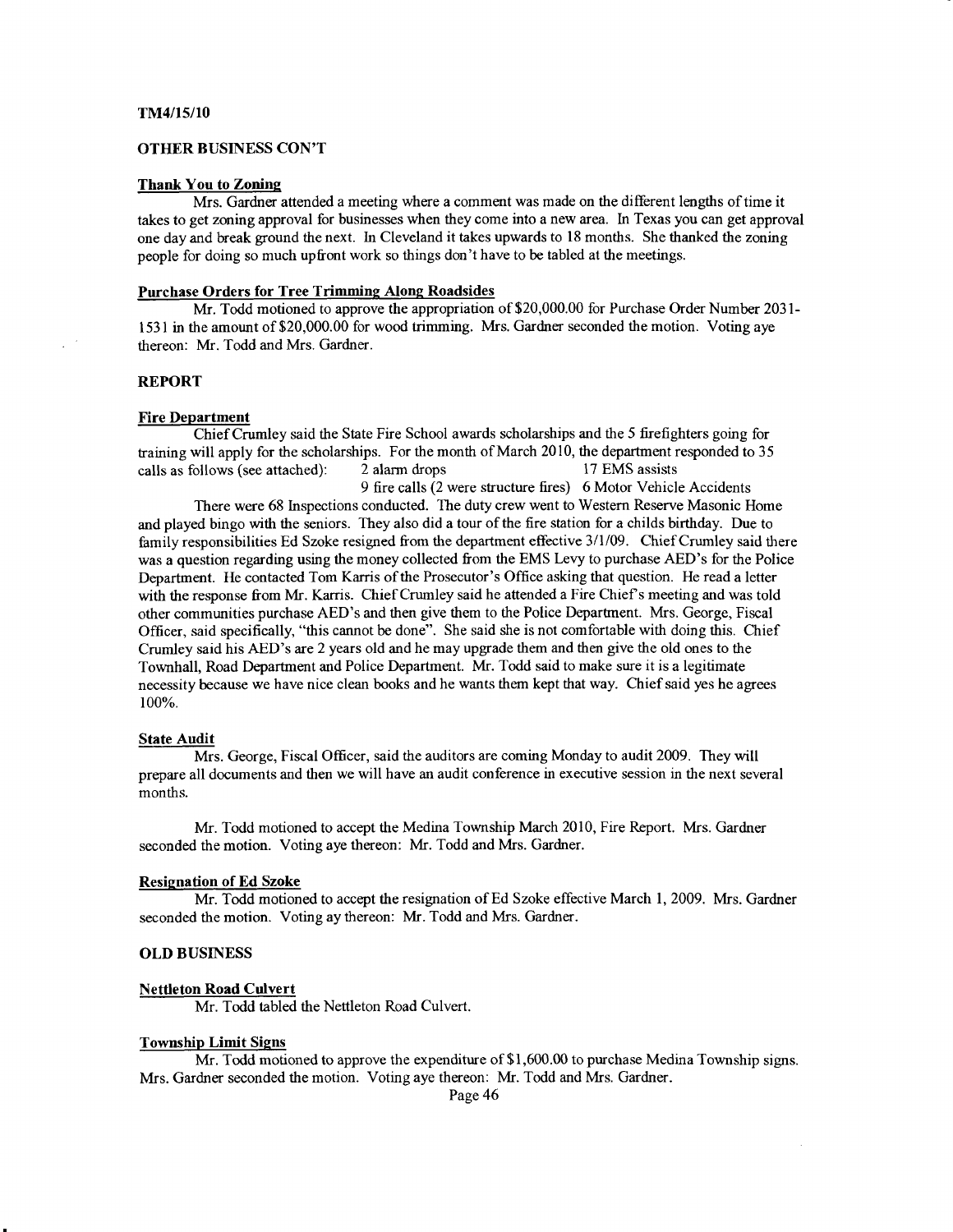TM4/15/10

**OTHER BUSINESS CON'T**

**Thank You to Zoning**

Mrs. Gardner attended a meeting where a comment was made on the different lengths of time it takes to get zoning approval for businesses when they come into a new area. In Texas you can get approval one day and break ground the next. In Cleveland it takes upwards to 18 months. She thanked the zoning people for doing so much upfront work so things don't have to be tabled at the meetings.

**Purchase Orders for Tree Trimming Along Roadsides**

Mr. Todd motioned to approve the appropriation of $20,000.00 for Purchase Order Number 2031-1531 in the amount of $20,000.00 for wood trimming. Mrs. Gardner seconded the motion. Voting aye thereon: Mr. Todd and Mrs. Gardner.

**REPORT**

**Fire Department**

Chief Crumley said the State Fire School awards scholarships and the 5 firefighters going for training will apply for the scholarships. For the month of March 2010, the department responded to 35 calls as follows (see attached): 2 alarm drops 17 EMS assists
9 fire calls (2 were structure fires) 6 Motor Vehicle Accidents

There were 68 Inspections conducted. The duty crew went to Western Reserve Masonic Home and played bingo with the seniors. They also did a tour of the fire station for a childs birthday. Due to family responsibilities Ed Szoke resigned from the department effective 3/1/09. Chief Crumley said there was a question regarding using the money collected from the EMS Levy to purchase AED's for the Police Department. He contacted Tom Karris of the Prosecutor's Office asking that question. He read a letter with the response from Mr. Karris. Chief Crumley said he attended a Fire Chief's meeting and was told other communities purchase AED's and then give them to the Police Department. Mrs. George, Fiscal Officer, said specifically, "this cannot be done". She said she is not comfortable with doing this. Chief Crumley said his AED's are 2 years old and he may upgrade them and then give the old ones to the Townhall, Road Department and Police Department. Mr. Todd said to make sure it is a legitimate necessity because we have nice clean books and he wants them kept that way. Chief said yes he agrees 100%.

**State Audit**

Mrs. George, Fiscal Officer, said the auditors are coming Monday to audit 2009. They will prepare all documents and then we will have an audit conference in executive session in the next several months.

Mr. Todd motioned to accept the Medina Township March 2010, Fire Report. Mrs. Gardner seconded the motion. Voting aye thereon: Mr. Todd and Mrs. Gardner.

**Resignation of Ed Szoke**

Mr. Todd motioned to accept the resignation of Ed Szoke effective March 1, 2009. Mrs. Gardner seconded the motion. Voting ay thereon: Mr. Todd and Mrs. Gardner.

**OLD BUSINESS**

**Nettleton Road Culvert**

Mr. Todd tabled the Nettleton Road Culvert.

**Township Limit Signs**

Mr. Todd motioned to approve the expenditure of $1,600.00 to purchase Medina Township signs. Mrs. Gardner seconded the motion. Voting aye thereon: Mr. Todd and Mrs. Gardner.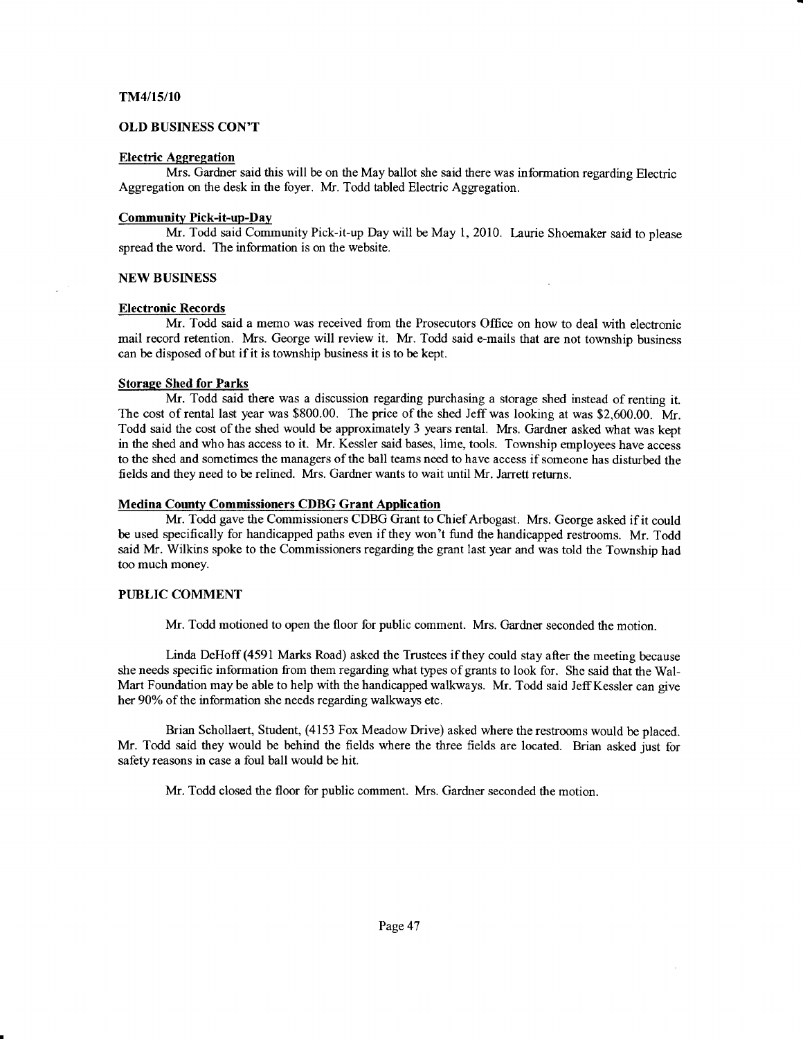TM4/15/10

**OLD BUSINESS CON'T**

**Electric Aggregation**

Mrs. Gardner said this will be on the May ballot she said there was information regarding Electric Aggregation on the desk in the foyer. Mr. Todd tabled Electric Aggregation.

**Community Pick-it-up-Day**

Mr. Todd said Community Pick-it-up Day will be May 1, 2010. Laurie Shoemaker said to please spread the word. The information is on the website.

**NEW BUSINESS**

**Electronic Records**

Mr. Todd said a memo was received from the Prosecutors Office on how to deal with electronic mail record retention. Mrs. George will review it. Mr. Todd said e-mails that are not township business can be disposed of but if it is township business it is to be kept.

**Storage Shed for Parks**

Mr. Todd said there was a discussion regarding purchasing a storage shed instead of renting it. The cost of rental last year was $800.00. The price of the shed Jeff was looking at was $2,600.00. Mr. Todd said the cost of the shed would be approximately 3 years rental. Mrs. Gardner asked what was kept in the shed and who has access to it. Mr. Kessler said bases, lime, tools. Township employees have access to the shed and sometimes the managers of the ball teams need to have access if someone has disturbed the fields and they need to be relined. Mrs. Gardner wants to wait until Mr. Jarrett returns.

**Medina County Commissioners CDBG Grant Application**

Mr. Todd gave the Commissioners CDBG Grant to Chief Arbogast. Mrs. George asked if it could be used specifically for handicapped paths even if they won't fund the handicapped restrooms. Mr. Todd said Mr. Wilkins spoke to the Commissioners regarding the grant last year and was told the Township had too much money.

**PUBLIC COMMENT**

Mr. Todd motioned to open the floor for public comment. Mrs. Gardner seconded the motion.

Linda DeHoff (4591 Marks Road) asked the Trustees if they could stay after the meeting because she needs specific information from them regarding what types of grants to look for. She said that the Wal-Mart Foundation may be able to help with the handicapped walkways. Mr. Todd said Jeff Kessler can give her 90% of the information she needs regarding walkways etc.

Brian Schollaert, Student, (4153 Fox Meadow Drive) asked where the restrooms would be placed. Mr. Todd said they would be behind the fields where the three fields are located. Brian asked just for safety reasons in case a foul ball would be hit.

Mr. Todd closed the floor for public comment. Mrs. Gardner seconded the motion.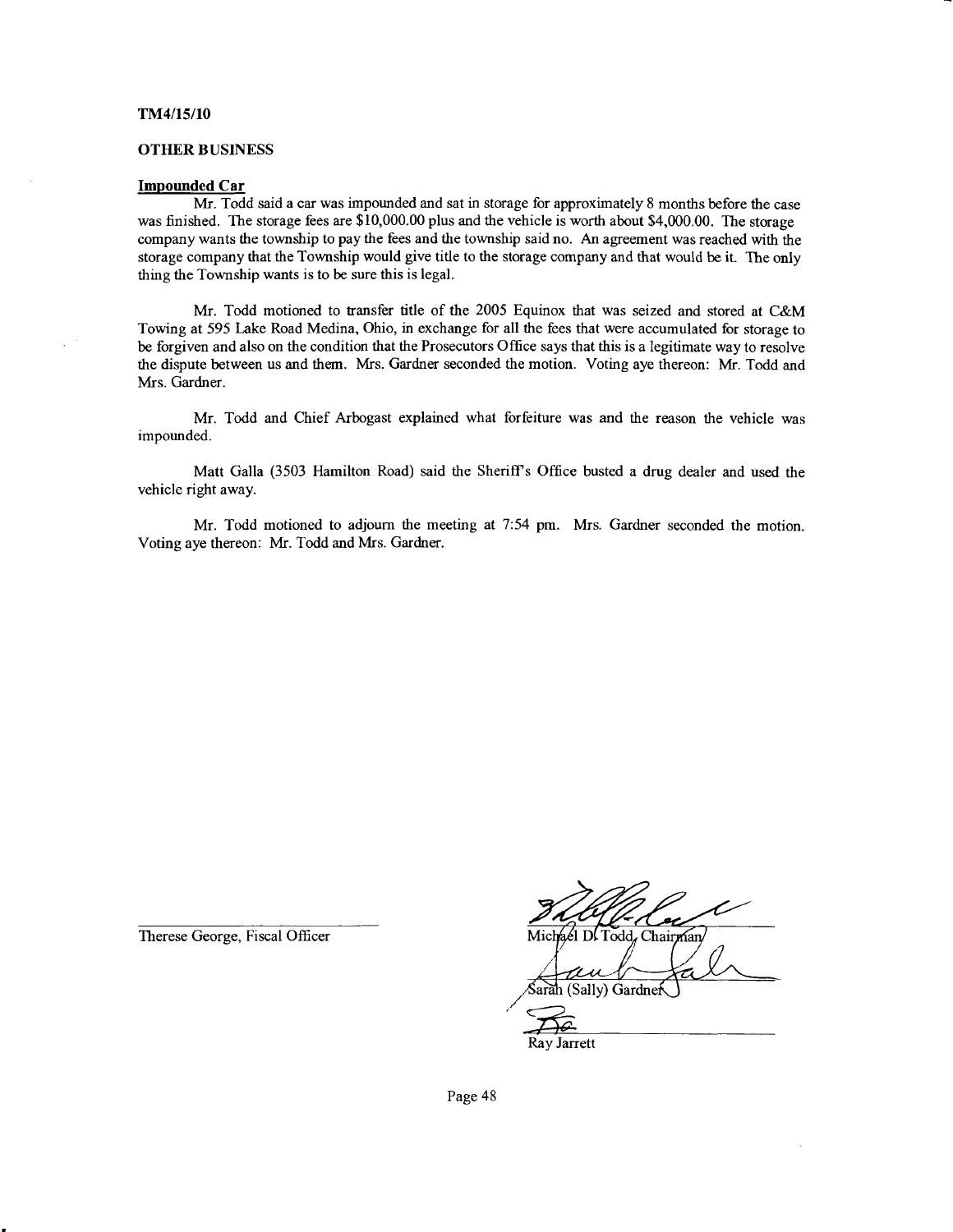**TM4/15/10**

**OTHER BUSINESS**

**Impounded Car**

Mr. Todd said a car was impounded and sat in storage for approximately 8 months before the case was finished. The storage fees are $10,000.00 plus and the vehicle is worth about $4,000.00. The storage company wants the township to pay the fees and the township said no. An agreement was reached with the storage company that the Township would give title to the storage company and that would be it. The only thing the Township wants is to be sure this is legal.

Mr. Todd motioned to transfer title of the 2005 Equinox that was seized and stored at C&M Towing at 595 Lake Road Medina, Ohio, in exchange for all the fees that were accumulated for storage to be forgiven and also on the condition that the Prosecutors Office says that this is a legitimate way to resolve the dispute between us and them. Mrs. Gardner seconded the motion. Voting aye thereon: Mr. Todd and Mrs. Gardner.

Mr. Todd and Chief Arbogast explained what forfeiture was and the reason the vehicle was impounded.

Matt Galla (3503 Hamilton Road) said the Sheriff's Office busted a drug dealer and used the vehicle right away.

Mr. Todd motioned to adjourn the meeting at 7:54 pm. Mrs. Gardner seconded the motion. Voting aye thereon: Mr. Todd and Mrs. Gardner.

Therese George, Fiscal Officer

Michael D. Todd, Chairman

Sarah (Sally) Gardner

Ray Jarrett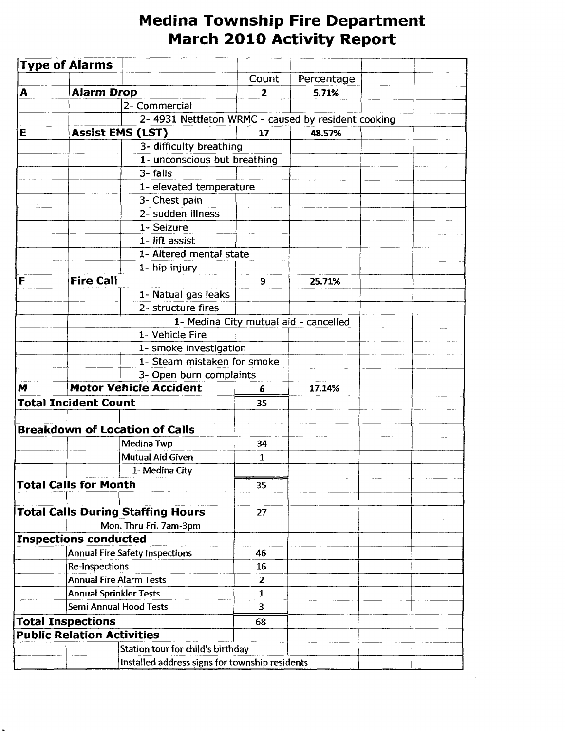# Medina Township Fire Department
# March 2010 Activity Report

| Type of Alarms | | | | | | |
|---|---|---|---|---|---|---|
| | | | Count | Percentage | | |
| **A** | **Alarm Drop** | | **2** | **5.71%** | | |
| | | 2- Commercial | | | | |
| | | 2- 4931 Nettleton WRMC - caused by resident cooking | | | | |
| **E** | **Assist EMS (LST)** | | **17** | **48.57%** | | |
| | | 3- difficulty breathing | | | | |
| | | 1- unconscious but breathing | | | | |
| | | 3- falls | | | | |
| | | 1- elevated temperature | | | | |
| | | 3- Chest pain | | | | |
| | | 2- sudden illness | | | | |
| | | 1- Seizure | | | | |
| | | 1- lift assist | | | | |
| | | 1- Altered mental state | | | | |
| | | 1- hip injury | | | | |
| **F** | **Fire Call** | | **9** | **25.71%** | | |
| | | 1- Natual gas leaks | | | | |
| | | 2- structure fires | | | | |
| | | 1- Medina City mutual aid - cancelled | | | | |
| | | 1- Vehicle Fire | | | | |
| | | 1- smoke investigation | | | | |
| | | 1- Steam mistaken for smoke | | | | |
| | | 3- Open burn complaints | | | | |
| **M** | **Motor Vehicle Accident** | | **6** | **17.14%** | | |
| **Total Incident Count** | | | 35 | | | |
| | | | | | | |
| **Breakdown of Location of Calls** | | | | | | |
| | | Medina Twp | 34 | | | |
| | | Mutual Aid Given | 1 | | | |
| | | 1- Medina City | | | | |
| **Total Calls for Month** | | | 35 | | | |
| | | | | | | |
| **Total Calls During Staffing Hours** | | | 27 | | | |
| | Mon. Thru Fri. 7am-3pm | | | | | |
| **Inspections conducted** | | | | | | |
| | Annual Fire Safety Inspections | | 46 | | | |
| | Re-Inspections | | 16 | | | |
| | Annual Fire Alarm Tests | | 2 | | | |
| | Annual Sprinkler Tests | | 1 | | | |
| | Semi Annual Hood Tests | | 3 | | | |
| **Total Inspections** | | | 68 | | | |
| **Public Relation Activities** | | | | | | |
| | | Station tour for child's birthday | | | | |
| | | Installed address signs for township residents | | | | |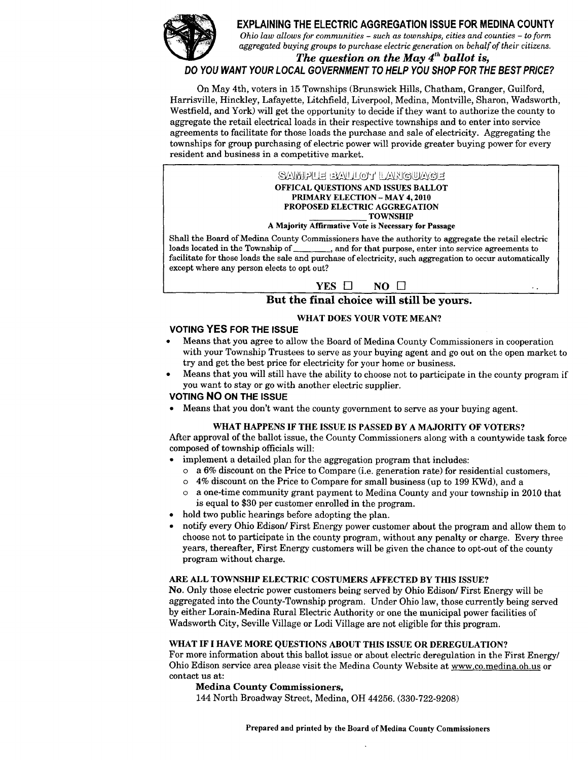# EXPLAINING THE ELECTRIC AGGREGATION ISSUE FOR MEDINA COUNTY

*Ohio law allows for communities – such as townships, cities and counties – to form aggregated buying groups to purchase electric generation on behalf of their citizens.*

***The question on the May 4th ballot is,***

## DO YOU WANT YOUR LOCAL GOVERNMENT TO HELP YOU SHOP FOR THE BEST PRICE?

On May 4th, voters in 15 Townships (Brunswick Hills, Chatham, Granger, Guilford, Harrisville, Hinckley, Lafayette, Litchfield, Liverpool, Medina, Montville, Sharon, Wadsworth, Westfield, and York) will get the opportunity to decide if they want to authorize the county to aggregate the retail electrical loads in their respective townships and to enter into service agreements to facilitate for those loads the purchase and sale of electricity. Aggregating the townships for group purchasing of electric power will provide greater buying power for every resident and business in a competitive market.

---

**SAMPLE BALLOT LANGUAGE**

**OFFICAL QUESTIONS AND ISSUES BALLOT**
**PRIMARY ELECTION – MAY 4, 2010**
**PROPOSED ELECTRIC AGGREGATION**
**\_\_\_\_\_\_\_\_\_\_\_\_ TOWNSHIP**
**A Majority Affirmative Vote is Necessary for Passage**

Shall the Board of Medina County Commissioners have the authority to aggregate the retail electric loads located in the Township of \_\_\_\_\_\_\_\_, and for that purpose, enter into service agreements to facilitate for those loads the sale and purchase of electricity, such aggregation to occur automatically except where any person elects to opt out?

**YES ☐ NO ☐**

---

**But the final choice will still be yours.**

### WHAT DOES YOUR VOTE MEAN?

**VOTING YES FOR THE ISSUE**

- Means that you agree to allow the Board of Medina County Commissioners in cooperation with your Township Trustees to serve as your buying agent and go out on the open market to try and get the best price for electricity for your home or business.
- Means that you will still have the ability to choose not to participate in the county program if you want to stay or go with another electric supplier.

**VOTING NO ON THE ISSUE**

- Means that you don't want the county government to serve as your buying agent.

### WHAT HAPPENS IF THE ISSUE IS PASSED BY A MAJORITY OF VOTERS?

After approval of the ballot issue, the County Commissioners along with a countywide task force composed of township officials will:

- implement a detailed plan for the aggregation program that includes:
  - a 6% discount on the Price to Compare (i.e. generation rate) for residential customers,
  - 4% discount on the Price to Compare for small business (up to 199 KWd), and a
  - a one-time community grant payment to Medina County and your township in 2010 that is equal to $30 per customer enrolled in the program.
- hold two public hearings before adopting the plan.
- notify every Ohio Edison/ First Energy power customer about the program and allow them to choose not to participate in the county program, without any penalty or charge. Every three years, thereafter, First Energy customers will be given the chance to opt-out of the county program without charge.

### ARE ALL TOWNSHIP ELECTRIC COSTUMERS AFFECTED BY THIS ISSUE?

**No.** Only those electric power customers being served by Ohio Edison/ First Energy will be aggregated into the County-Township program. Under Ohio law, those currently being served by either Lorain-Medina Rural Electric Authority or one the municipal power facilities of Wadsworth City, Seville Village or Lodi Village are not eligible for this program.

### WHAT IF I HAVE MORE QUESTIONS ABOUT THIS ISSUE OR DEREGULATION?

For more information about this ballot issue or about electric deregulation in the First Energy/ Ohio Edison service area please visit the Medina County Website at www.co.medina.oh.us or contact us at:

**Medina County Commissioners,**
144 North Broadway Street, Medina, OH 44256. (330-722-9208)

**Prepared and printed by the Board of Medina County Commissioners**